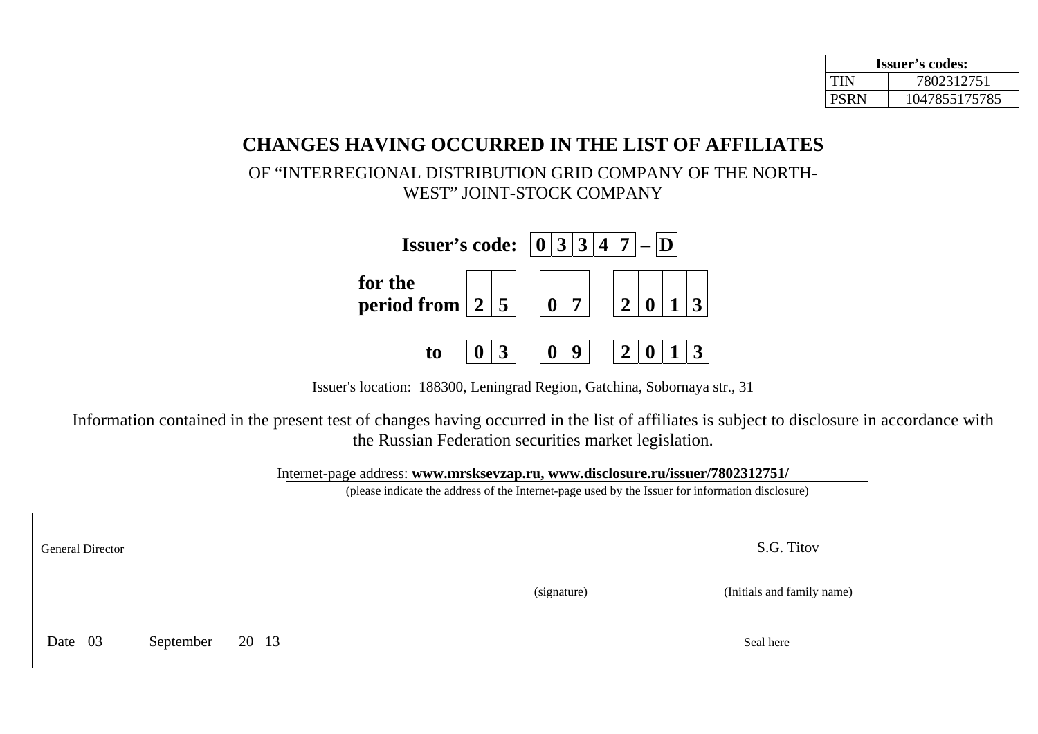| Issuer's codes: | |
|---|---|
| TIN | 7802312751 |
| PSRN | 1047855175785 |

# CHANGES HAVING OCCURRED IN THE LIST OF AFFILIATES

OF "INTERREGIONAL DISTRIBUTION GRID COMPANY OF THE NORTH-WEST" JOINT-STOCK COMPANY

**Issuer's code: 03347 – D**

**for the period from 25 07 2013**

**to 03 09 2013**

Issuer's location: 188300, Leningrad Region, Gatchina, Sobornaya str., 31

Information contained in the present test of changes having occurred in the list of affiliates is subject to disclosure in accordance with the Russian Federation securities market legislation.

Internet-page address: **www.mrsksevzap.ru, www.disclosure.ru/issuer/7802312751/**

(please indicate the address of the Internet-page used by the Issuer for information disclosure)

| General Director | ____________ | S.G. Titov |
|---|---|---|
| | (signature) | (Initials and family name) |
| Date 03 September 20 13 | | Seal here |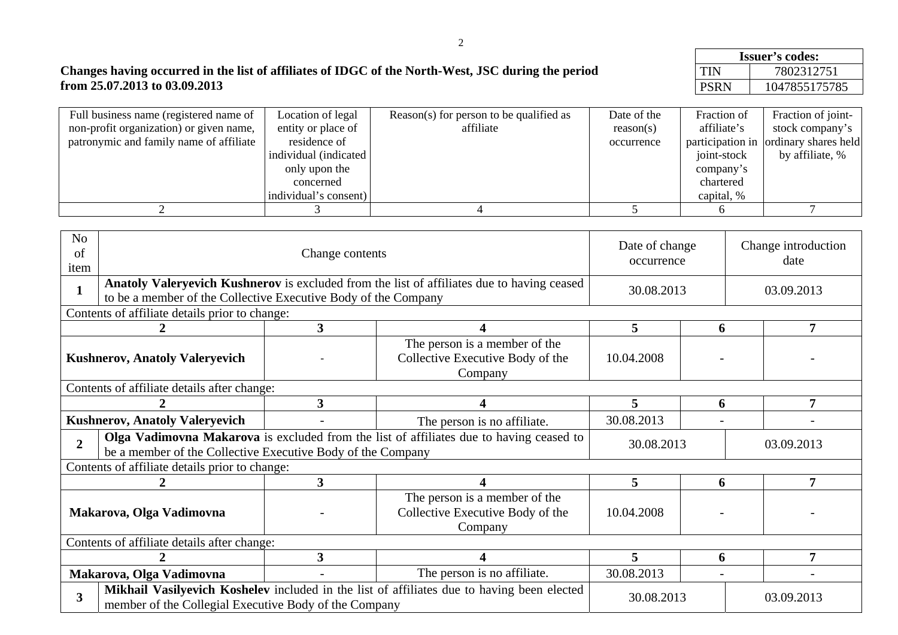**Changes having occurred in the list of affiliates of IDGC of the North-West, JSC during the period from 25.07.2013 to 03.09.2013**

| Issuer's codes: | |
|---|---|
| TIN | 7802312751 |
| PSRN | 1047855175785 |

| Full business name (registered name of non-profit organization) or given name, patronymic and family name of affiliate | Location of legal entity or place of residence of individual (indicated only upon the concerned individual's consent) | Reason(s) for person to be qualified as affiliate | Date of the reason(s) occurrence | Fraction of affiliate's participation in joint-stock company's chartered capital, % | Fraction of joint-stock company's ordinary shares held by affiliate, % |
|---|---|---|---|---|---|
| 2 | 3 | 4 | 5 | 6 | 7 |

| No of item | Change contents | Date of change occurrence | Change introduction date |
|---|---|---|---|
| **1** | **Anatoly Valeryevich Kushnerov** is excluded from the list of affiliates due to having ceased to be a member of the Collective Executive Body of the Company | 30.08.2013 | 03.09.2013 |

Contents of affiliate details prior to change:

| 2 | 3 | 4 | 5 | 6 | 7 |
|---|---|---|---|---|---|
| **Kushnerov, Anatoly Valeryevich** | - | The person is a member of the Collective Executive Body of the Company | 10.04.2008 | - | - |

Contents of affiliate details after change:

| 2 | 3 | 4 | 5 | 6 | 7 |
|---|---|---|---|---|---|
| **Kushnerov, Anatoly Valeryevich** | - | The person is no affiliate. | 30.08.2013 | - | - |

| No of item | Change contents | Date of change occurrence | Change introduction date |
|---|---|---|---|
| **2** | **Olga Vadimovna Makarova** is excluded from the list of affiliates due to having ceased to be a member of the Collective Executive Body of the Company | 30.08.2013 | 03.09.2013 |

Contents of affiliate details prior to change:

| 2 | 3 | 4 | 5 | 6 | 7 |
|---|---|---|---|---|---|
| **Makarova, Olga Vadimovna** | - | The person is a member of the Collective Executive Body of the Company | 10.04.2008 | - | - |

Contents of affiliate details after change:

| 2 | 3 | 4 | 5 | 6 | 7 |
|---|---|---|---|---|---|
| **Makarova, Olga Vadimovna** | - | The person is no affiliate. | 30.08.2013 | - | - |

| No of item | Change contents | Date of change occurrence | Change introduction date |
|---|---|---|---|
| **3** | **Mikhail Vasilyevich Koshelev** included in the list of affiliates due to having been elected member of the Collegial Executive Body of the Company | 30.08.2013 | 03.09.2013 |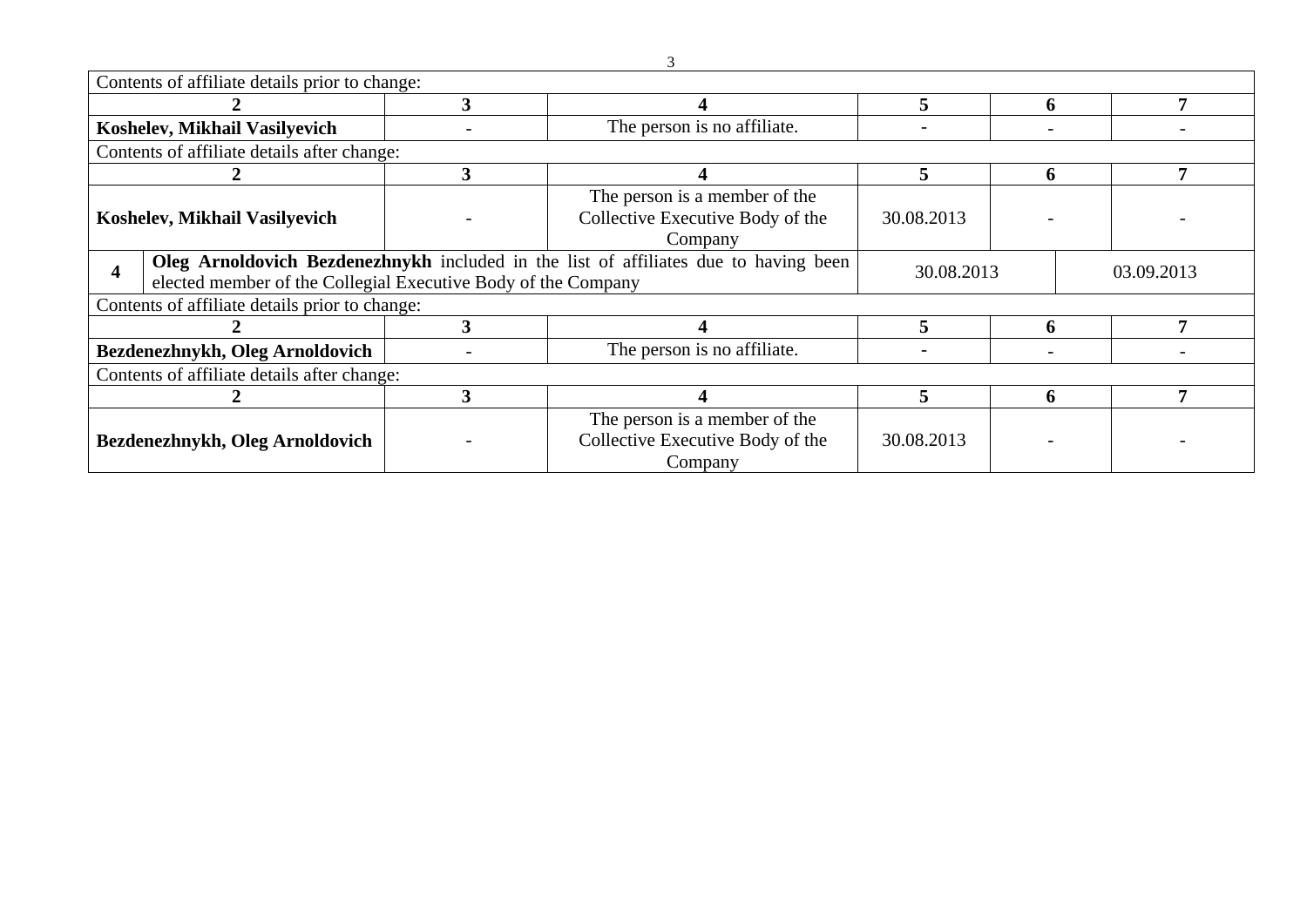| | | | | | |
|---|---|---|---|---|---|
| Contents of affiliate details prior to change: | | | | | |
| **2** | **3** | **4** | **5** | **6** | **7** |
| **Koshelev, Mikhail Vasilyevich** | - | The person is no affiliate. | - | - | - |
| Contents of affiliate details after change: | | | | | |
| **2** | **3** | **4** | **5** | **6** | **7** |
| **Koshelev, Mikhail Vasilyevich** | - | The person is a member of the Collective Executive Body of the Company | 30.08.2013 | - | - |

| | | | |
|---|---|---|---|
| **4** | **Oleg Arnoldovich Bezdenezhnykh** included in the list of affiliates due to having been elected member of the Collegial Executive Body of the Company | 30.08.2013 | 03.09.2013 |

| | | | | | |
|---|---|---|---|---|---|
| Contents of affiliate details prior to change: | | | | | |
| **2** | **3** | **4** | **5** | **6** | **7** |
| **Bezdenezhnykh, Oleg Arnoldovich** | - | The person is no affiliate. | - | - | - |
| Contents of affiliate details after change: | | | | | |
| **2** | **3** | **4** | **5** | **6** | **7** |
| **Bezdenezhnykh, Oleg Arnoldovich** | - | The person is a member of the Collective Executive Body of the Company | 30.08.2013 | - | - |